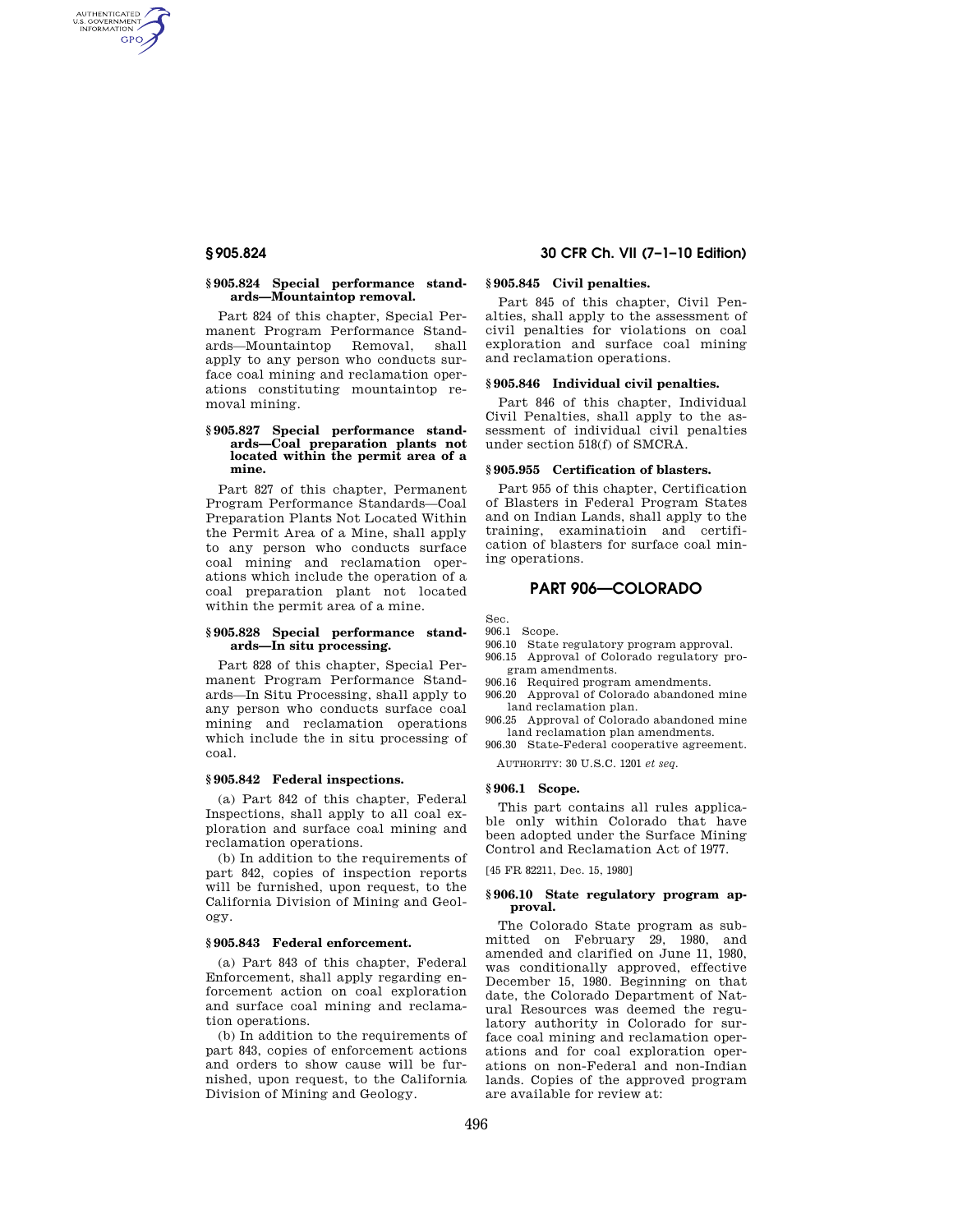### § 905.824 Special performance standards—Mountaintop removal.

Part 824 of this chapter, Special Permanent Program Performance Standards—Mountaintop Removal, shall apply to any person who conducts surface coal mining and reclamation operations constituting mountaintop removal mining.

### § 905.827 Special performance standards—Coal preparation plants not located within the permit area of a mine.

Part 827 of this chapter, Permanent Program Performance Standards—Coal Preparation Plants Not Located Within the Permit Area of a Mine, shall apply to any person who conducts surface coal mining and reclamation operations which include the operation of a coal preparation plant not located within the permit area of a mine.

### § 905.828 Special performance standards—In situ processing.

Part 828 of this chapter, Special Permanent Program Performance Standards—In Situ Processing, shall apply to any person who conducts surface coal mining and reclamation operations which include the in situ processing of coal.

### § 905.842 Federal inspections.

(a) Part 842 of this chapter, Federal Inspections, shall apply to all coal exploration and surface coal mining and reclamation operations.

(b) In addition to the requirements of part 842, copies of inspection reports will be furnished, upon request, to the California Division of Mining and Geology.

### § 905.843 Federal enforcement.

(a) Part 843 of this chapter, Federal Enforcement, shall apply regarding enforcement action on coal exploration and surface coal mining and reclamation operations.

(b) In addition to the requirements of part 843, copies of enforcement actions and orders to show cause will be furnished, upon request, to the California Division of Mining and Geology.

### § 905.845 Civil penalties.

Part 845 of this chapter, Civil Penalties, shall apply to the assessment of civil penalties for violations on coal exploration and surface coal mining and reclamation operations.

### § 905.846 Individual civil penalties.

Part 846 of this chapter, Individual Civil Penalties, shall apply to the assessment of individual civil penalties under section 518(f) of SMCRA.

### § 905.955 Certification of blasters.

Part 955 of this chapter, Certification of Blasters in Federal Program States and on Indian Lands, shall apply to the training, examinatioin and certification of blasters for surface coal mining operations.

## PART 906—COLORADO

Sec.
906.1 Scope.
906.10 State regulatory program approval.
906.15 Approval of Colorado regulatory program amendments.
906.16 Required program amendments.
906.20 Approval of Colorado abandoned mine land reclamation plan.
906.25 Approval of Colorado abandoned mine land reclamation plan amendments.
906.30 State-Federal cooperative agreement.

AUTHORITY: 30 U.S.C. 1201 *et seq.*

### § 906.1 Scope.

This part contains all rules applicable only within Colorado that have been adopted under the Surface Mining Control and Reclamation Act of 1977.

[45 FR 82211, Dec. 15, 1980]

### § 906.10 State regulatory program approval.

The Colorado State program as submitted on February 29, 1980, and amended and clarified on June 11, 1980, was conditionally approved, effective December 15, 1980. Beginning on that date, the Colorado Department of Natural Resources was deemed the regulatory authority in Colorado for surface coal mining and reclamation operations and for coal exploration operations on non-Federal and non-Indian lands. Copies of the approved program are available for review at: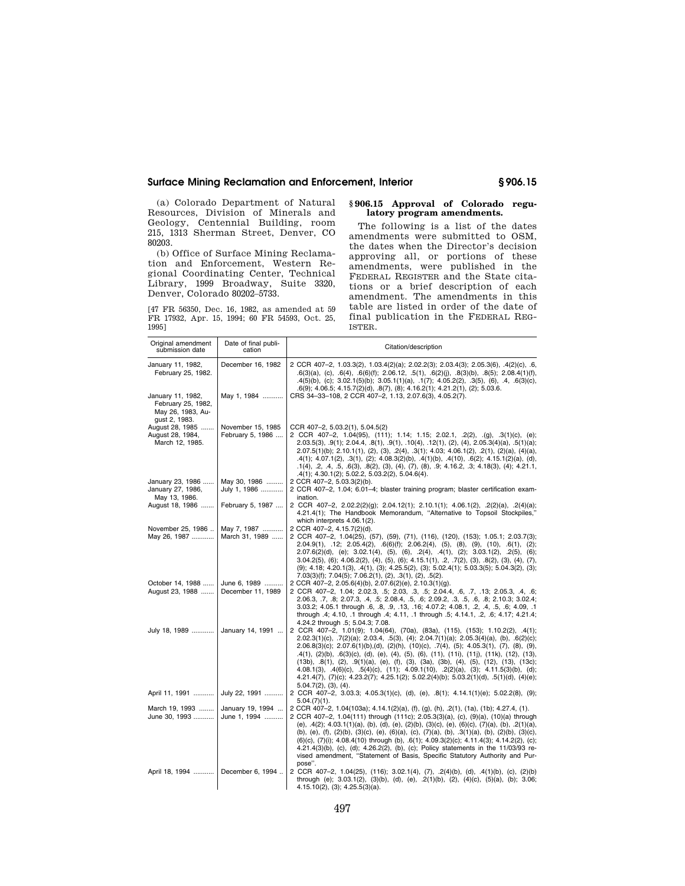(a) Colorado Department of Natural Resources, Division of Minerals and Geology, Centennial Building, room 215, 1313 Sherman Street, Denver, CO 80203.

(b) Office of Surface Mining Reclamation and Enforcement, Western Regional Coordinating Center, Technical Library, 1999 Broadway, Suite 3320, Denver, Colorado 80202–5733.

[47 FR 56350, Dec. 16, 1982, as amended at 59 FR 17932, Apr. 15, 1994; 60 FR 54593, Oct. 25, 1995]

### § 906.15 Approval of Colorado regulatory program amendments.

The following is a list of the dates amendments were submitted to OSM, the dates when the Director's decision approving all, or portions of these amendments, were published in the FEDERAL REGISTER and the State citations or a brief description of each amendment. The amendments in this table are listed in order of the date of final publication in the FEDERAL REGISTER.

| Original amendment submission date | Date of final publication | Citation/description |
|---|---|---|
| January 11, 1982, February 25, 1982. | December 16, 1982 | 2 CCR 407–2, 1.03.3(2), 1.03.4(2)(a); 2.02.2(3); 2.03.4(3); 2.05.3(6), .4(2)(c), .6, .6(3)(a), (c), .6(4), .6(6)(f); 2.06.12, .5(1), .6(2)(j), .8(3)(b), .8(5); 2.08.4(1)(f), .4(5)(b), (c); 3.02.1(5)(b); 3.05.1(1)(a), .1(7); 4.05.2(2), .3(5), (6), .4, .6(3)(c), .6(9); 4.06.5; 4.15.7(2)(d), .8(7), (8); 4.16.2(1); 4.21.2(1), (2); 5.03.6. |
| January 11, 1982, February 25, 1982, May 26, 1983, August 2, 1983. | May 1, 1984 | CRS 34–33–108, 2 CCR 407–2, 1.13, 2.07.6(3), 4.05.2(7). |
| August 28, 1985 | November 15, 1985 | CCR 407–2, 5.03.2(1), 5.04.5(2) |
| August 28, 1984, March 12, 1985. | February 5, 1986 | 2 CCR 407–2, 1.04(95), (111); 1.14; 1.15; 2.02.1, .2(2), .(g), .3(1)(c), (e); 2.03.5(3), .9(1); 2.04.4, .8(1), .9(1), .10(4), .12(1), (2), (4), 2.05.3(4)(a), .5(1)(a); 2.07.5(1)(b); 2.10.1(1), (2), (3), .2(4), .3(1); 4.03; 4.06.1(2), .2(1), (2)(a), (4)(a), .4(1); 4.07.1(2), .3(1), (2); 4.08.3(2)(b), .4(1)(b), .4(10), .6(2); 4.15.1(2)(a), (d), .1(4), .2, .4, .5, .6(3), .8(2), (3), (4), (7), (8), .9; 4.16.2, .3; 4.18(3), (4); 4.21.1, .4(1); 4.30.1(2); 5.02.2, 5.03.2(1), 5.04.6(4). |
| January 23, 1986 | May 30, 1986 | 2 CCR 407–2, 5.03.3(2)(b). |
| January 27, 1986, May 13, 1986. | July 1, 1986 | 2 CCR 407–2, 1.04; 6.01–4; blaster training program; blaster certification examination. |
| August 18, 1986 | February 5, 1987 | 2 CCR 407–2, 2.02.2(2)(g); 2.04.12(1); 2.10.1(1); 4.06.1(2), .2(2)(a), .2(4)(a); 4.21.4(1); The Handbook Memorandum, "Alternative to Topsoil Stockpiles," which interprets 4.06.1(2). |
| November 25, 1986 | May 7, 1987 | 2 CCR 407–2, 4.15.7(2)(d). |
| May 26, 1987 | March 31, 1989 | 2 CCR 407–2, 1.04(25), (57), (59), (71), (116), (120), (153); 1.05.1; 2.03.7(3); 2.04.9(1), .12; 2.05.4(2), .6(6)(f); 2.06.2(4), (5), (8), (9), (10), .6(1), (2); 2.07.6(2)(d), (e); 3.02.1(4), (5), (6), .2(4), .4(1), (2); 3.03.1(2), .2(5), (6); 3.04.2(5), (6); 4.06.2(2), (4), (5), (6); 4.15.1(1), .2, .7(2), (3), .8(2), (3), (4), (7), (9); 4.18; 4.20.1(3), .4(1), (3); 4.25.5(2), (3); 5.02.4(1); 5.03.3(5); 5.04.3(2), (3); 7.03(3)(f); 7.04(5); 7.06.2(1), (2), .3(1), (2), .5(2). |
| October 14, 1988 | June 6, 1989 | 2 CCR 407–2, 2.05.6(4)(b), 2.07.6(2)(e), 2.10.3(1)(g). |
| August 23, 1988 | December 11, 1989 | 2 CCR 407–2, 1.04; 2.02.3, .5; 2.03, .3, .5; 2.04.4, .6, .7, .13; 2.05.3, .4, .6; 2.06.3, .7, .8; 2.07.3, .4, .5; 2.08.4, .5, .6; 2.09.2, .3, .5, .6, .8; 2.10.3; 3.02.4; 3.03.2; 4.05.1 through .6, .8, .9, .13, .16; 4.07.2; 4.08.1, .2, .4, .5, .6; 4.09, .1 through .4; 4.10, .1 through .4; 4.11, .1 through .5; 4.14.1, .2, .6; 4.17; 4.21.4; 4.24.2 through .5; 5.04.3; 7.08. |
| July 18, 1989 | January 14, 1991 | 2 CCR 407–2, 1.01(9); 1.04(64), (70a), (83a), (115), (153); 1.10.2(2), .4(1); 2.02.3(1)(c), .7(2)(a); 2.03.4, .5(3), (4); 2.04.7(1)(a); 2.05.3(4)(a), (b), .6(2)(c); 2.06.8(3)(c); 2.07.6(1)(b),(d), (2)(h), (10)(c), .7(4), (5); 4.05.3(1), (7), (8), (9), .4(1), (2)(b), .6(3)(c), (d), (e), (4), (5), (6), (11), (11i), (11j), (11k), (12), (13), (13b), .8(1), (2), .9(1)(a), (e), (f), (3), (3a), (3b), (4), (5), (12), (13), (13c); 4.08.1(3), .4(6)(c), .5(4)(c), (11); 4.09.1(10), .2(2)(a), (3); 4.11.5(3)(b), (d); 4.21.4(7), (7)(c); 4.23.2(7); 4.25.1(2); 5.02.2(4)(b); 5.03.2(1)(d), .5(1)(d), (4)(e); 5.04.7(2), (3), (4). |
| April 11, 1991 | July 22, 1991 | 2 CCR 407–2, 3.03.3; 4.05.3(1)(c), (d), (e), .8(1); 4.14.1(1)(e); 5.02.2(8), (9); 5.04.(7)(1). |
| March 19, 1993 | January 19, 1994 | 2 CCR 407–2, 1.04(103a); 4.14.1(2)(a), (f), (g), (h), .2(1), (1a), (1b); 4.27.4, (1). |
| June 30, 1993 | June 1, 1994 | 2 CCR 407–2, 1.04(111) through (111c); 2.05.3(3)(a), (c), (9)(a), (10)(a) through (e), .4(2); 4.03.1(1)(a), (b), (d), (e), (2)(b), (3)(c), (e), (6)(c), (7)(a), (b), .2(1)(a), (b), (e), (f), (2)(b), (3)(c), (e), (6)(a), (c), (7)(a), (b), .3(1)(a), (b), (2)(b), (3)(c), (6)(c), (7)(i); 4.08.4(10) through (b), .6(1); 4.09.3(2)(c); 4.11.4(3); 4.14.2(2), (c); 4.21.4(3)(b), (c), (d); 4.26.2(2), (b), (c); Policy statements in the 11/03/93 revised amendment, "Statement of Basis, Specific Statutory Authority and Purpose". |
| April 18, 1994 | December 6, 1994 | 2 CCR 407–2, 1.04(25), (116); 3.02.1(4), (7), .2(4)(b), (d), .4(1)(b), (c), (2)(b) through (e); 3.03.1(2), (3)(b), (d), (e), .2(1)(b), (2), (4)(c), (5)(a), (b); 3.06; 4.15.10(2), (3); 4.25.5(3)(a). |